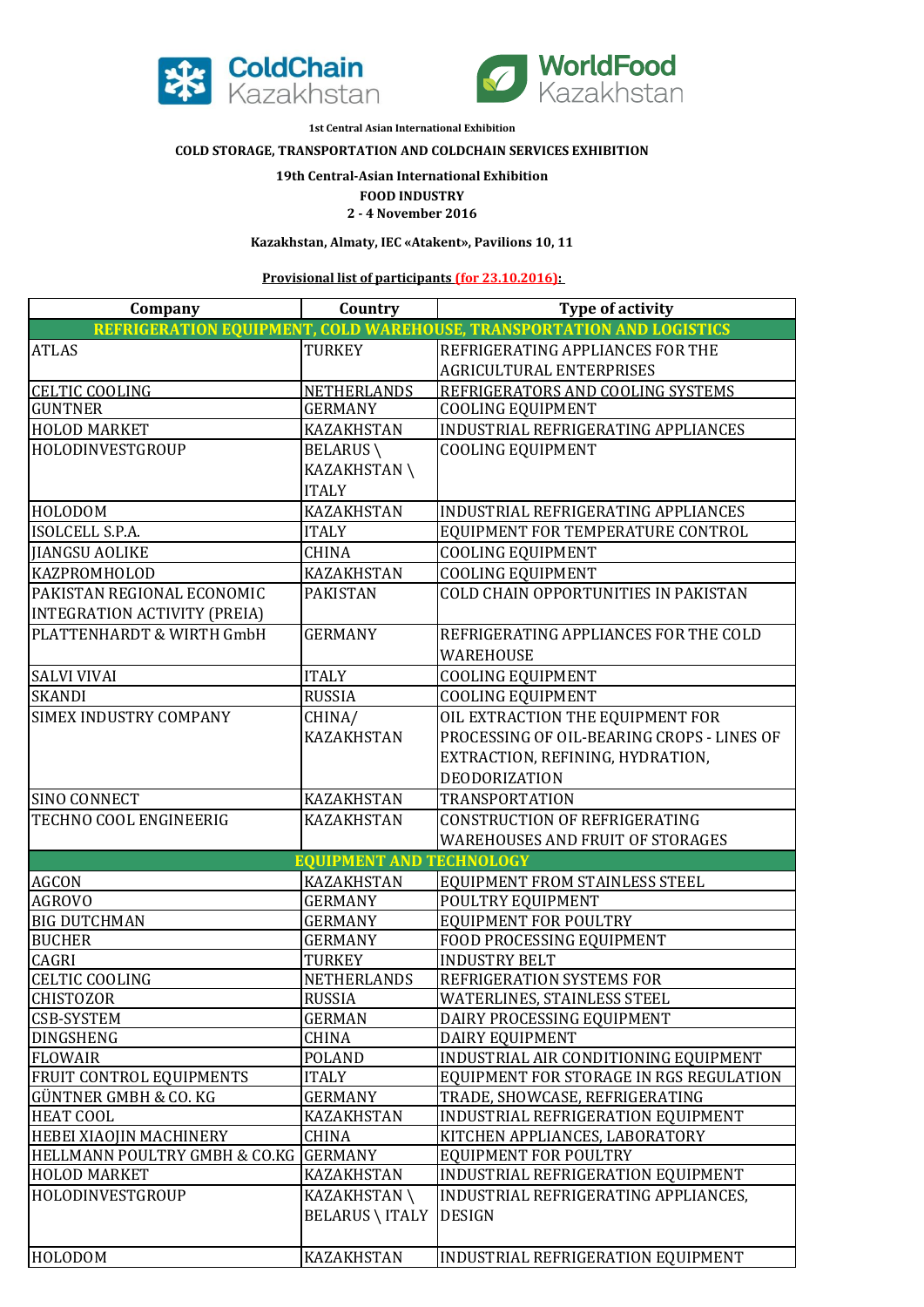ColdChain Kazakhstan

WorldFood Kazakhstan

**1st Central Asian International Exhibition**

**COLD STORAGE, TRANSPORTATION AND COLDCHAIN SERVICES EXHIBITION**

**19th Central-Asian International Exhibition**

**FOOD INDUSTRY**

**2 - 4 November 2016**

**Kazakhstan, Almaty, IEC «Atakent», Pavilions 10, 11**

**Provisional list of participants (for 23.10.2016):**

| Company | Country | Type of activity |
|---|---|---|
| **REFRIGERATION EQUIPMENT, COLD WAREHOUSE, TRANSPORTATION AND LOGISTICS** | | |
| ATLAS | TURKEY | REFRIGERATING APPLIANCES FOR THE AGRICULTURAL ENTERPRISES |
| CELTIC COOLING | NETHERLANDS | REFRIGERATORS AND COOLING SYSTEMS |
| GUNTNER | GERMANY | COOLING EQUIPMENT |
| HOLOD MARKET | KAZAKHSTAN | INDUSTRIAL REFRIGERATING APPLIANCES |
| HOLODINVESTGROUP | BELARUS \ KAZAKHSTAN \ ITALY | COOLING EQUIPMENT |
| HOLODOM | KAZAKHSTAN | INDUSTRIAL REFRIGERATING APPLIANCES |
| ISOLCELL S.P.A. | ITALY | EQUIPMENT FOR TEMPERATURE CONTROL |
| JIANGSU AOLIKE | CHINA | COOLING EQUIPMENT |
| KAZPROMHOLOD | KAZAKHSTAN | COOLING EQUIPMENT |
| PAKISTAN REGIONAL ECONOMIC INTEGRATION ACTIVITY (PREIA) | PAKISTAN | COLD CHAIN OPPORTUNITIES IN PAKISTAN |
| PLATTENHARDT & WIRTH GmbH | GERMANY | REFRIGERATING APPLIANCES FOR THE COLD WAREHOUSE |
| SALVI VIVAI | ITALY | COOLING EQUIPMENT |
| SKANDI | RUSSIA | COOLING EQUIPMENT |
| SIMEX INDUSTRY COMPANY | CHINA/ KAZAKHSTAN | OIL EXTRACTION THE EQUIPMENT FOR PROCESSING OF OIL-BEARING CROPS - LINES OF EXTRACTION, REFINING, HYDRATION, DEODORIZATION |
| SINO CONNECT | KAZAKHSTAN | TRANSPORTATION |
| TECHNO COOL ENGINEERIG | KAZAKHSTAN | CONSTRUCTION OF REFRIGERATING WAREHOUSES AND FRUIT OF STORAGES |
| **EQUIPMENT AND TECHNOLOGY** | | |
| AGCON | KAZAKHSTAN | EQUIPMENT FROM STAINLESS STEEL |
| AGROVO | GERMANY | POULTRY EQUIPMENT |
| BIG DUTCHMAN | GERMANY | EQUIPMENT FOR POULTRY |
| BUCHER | GERMANY | FOOD PROCESSING EQUIPMENT |
| CAGRI | TURKEY | INDUSTRY BELT |
| CELTIC COOLING | NETHERLANDS | REFRIGERATION SYSTEMS FOR |
| CHISTOZOR | RUSSIA | WATERLINES, STAINLESS STEEL |
| CSB-SYSTEM | GERMAN | DAIRY PROCESSING EQUIPMENT |
| DINGSHENG | CHINA | DAIRY EQUIPMENT |
| FLOWAIR | POLAND | INDUSTRIAL AIR CONDITIONING EQUIPMENT |
| FRUIT CONTROL EQUIPMENTS | ITALY | EQUIPMENT FOR STORAGE IN RGS REGULATION |
| GÜNTNER GMBH & CO. KG | GERMANY | TRADE, SHOWCASE, REFRIGERATING |
| HEAT COOL | KAZAKHSTAN | INDUSTRIAL REFRIGERATION EQUIPMENT |
| HEBEI XIAOJIN MACHINERY | CHINA | KITCHEN APPLIANCES, LABORATORY |
| HELLMANN POULTRY GMBH & CO.KG | GERMANY | EQUIPMENT FOR POULTRY |
| HOLOD MARKET | KAZAKHSTAN | INDUSTRIAL REFRIGERATION EQUIPMENT |
| HOLODINVESTGROUP | KAZAKHSTAN \ BELARUS \ ITALY | INDUSTRIAL REFRIGERATING APPLIANCES, DESIGN |
| HOLODOM | KAZAKHSTAN | INDUSTRIAL REFRIGERATION EQUIPMENT |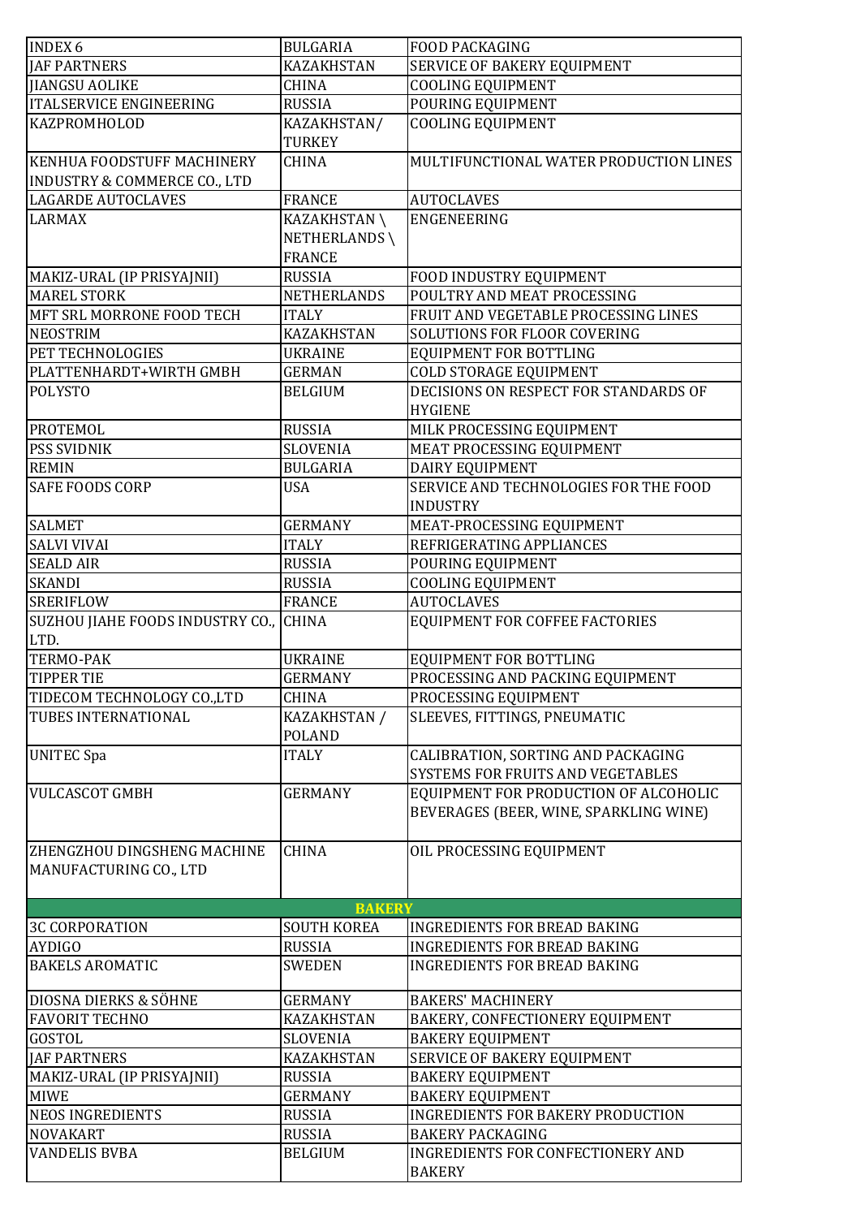| | | |
|---|---|---|
| INDEX 6 | BULGARIA | FOOD PACKAGING |
| JAF PARTNERS | KAZAKHSTAN | SERVICE OF BAKERY EQUIPMENT |
| JIANGSU AOLIKE | CHINA | COOLING EQUIPMENT |
| ITALSERVICE ENGINEERING | RUSSIA | POURING EQUIPMENT |
| KAZPROMHOLOD | KAZAKHSTAN/ TURKEY | COOLING EQUIPMENT |
| KENHUA FOODSTUFF MACHINERY INDUSTRY & COMMERCE CO., LTD | CHINA | MULTIFUNCTIONAL WATER PRODUCTION LINES |
| LAGARDE AUTOCLAVES | FRANCE | AUTOCLAVES |
| LARMAX | KAZAKHSTAN \ NETHERLANDS \ FRANCE | ENGENEERING |
| MAKIZ-URAL (IP PRISYAJNII) | RUSSIA | FOOD INDUSTRY EQUIPMENT |
| MAREL STORK | NETHERLANDS | POULTRY AND MEAT PROCESSING |
| MFT SRL MORRONE FOOD TECH | ITALY | FRUIT AND VEGETABLE PROCESSING LINES |
| NEOSTRIM | KAZAKHSTAN | SOLUTIONS FOR FLOOR COVERING |
| PET TECHNOLOGIES | UKRAINE | EQUIPMENT FOR BOTTLING |
| PLATTENHARDT+WIRTH GMBH | GERMAN | COLD STORAGE EQUIPMENT |
| POLYSTO | BELGIUM | DECISIONS ON RESPECT FOR STANDARDS OF HYGIENE |
| PROTEMOL | RUSSIA | MILK PROCESSING EQUIPMENT |
| PSS SVIDNIK | SLOVENIA | MEAT PROCESSING EQUIPMENT |
| REMIN | BULGARIA | DAIRY EQUIPMENT |
| SAFE FOODS CORP | USA | SERVICE AND TECHNOLOGIES FOR THE FOOD INDUSTRY |
| SALMET | GERMANY | MEAT-PROCESSING EQUIPMENT |
| SALVI VIVAI | ITALY | REFRIGERATING APPLIANCES |
| SEALD AIR | RUSSIA | POURING EQUIPMENT |
| SKANDI | RUSSIA | COOLING EQUIPMENT |
| SRERIFLOW | FRANCE | AUTOCLAVES |
| SUZHOU JIAHE FOODS INDUSTRY CO., LTD. | CHINA | EQUIPMENT FOR COFFEE FACTORIES |
| TERMO-PAK | UKRAINE | EQUIPMENT FOR BOTTLING |
| TIPPER TIE | GERMANY | PROCESSING AND PACKING EQUIPMENT |
| TIDECOM TECHNOLOGY CO.,LTD | CHINA | PROCESSING EQUIPMENT |
| TUBES INTERNATIONAL | KAZAKHSTAN / POLAND | SLEEVES, FITTINGS, PNEUMATIC |
| UNITEC Spa | ITALY | CALIBRATION, SORTING AND PACKAGING SYSTEMS FOR FRUITS AND VEGETABLES |
| VULCASCOT GMBH | GERMANY | EQUIPMENT FOR PRODUCTION OF ALCOHOLIC BEVERAGES (BEER, WINE, SPARKLING WINE) |
| ZHENGZHOU DINGSHENG MACHINE MANUFACTURING CO., LTD | CHINA | OIL PROCESSING EQUIPMENT |
| **BAKERY** | | |
| 3C CORPORATION | SOUTH KOREA | INGREDIENTS FOR BREAD BAKING |
| AYDIGO | RUSSIA | INGREDIENTS FOR BREAD BAKING |
| BAKELS AROMATIC | SWEDEN | INGREDIENTS FOR BREAD BAKING |
| DIOSNA DIERKS & SÖHNE | GERMANY | BAKERS' MACHINERY |
| FAVORIT TECHNO | KAZAKHSTAN | BAKERY, CONFECTIONERY EQUIPMENT |
| GOSTOL | SLOVENIA | BAKERY EQUIPMENT |
| JAF PARTNERS | KAZAKHSTAN | SERVICE OF BAKERY EQUIPMENT |
| MAKIZ-URAL (IP PRISYAJNII) | RUSSIA | BAKERY EQUIPMENT |
| MIWE | GERMANY | BAKERY EQUIPMENT |
| NEOS INGREDIENTS | RUSSIA | INGREDIENTS FOR BAKERY PRODUCTION |
| NOVAKART | RUSSIA | BAKERY PACKAGING |
| VANDELIS BVBA | BELGIUM | INGREDIENTS FOR CONFECTIONERY AND BAKERY |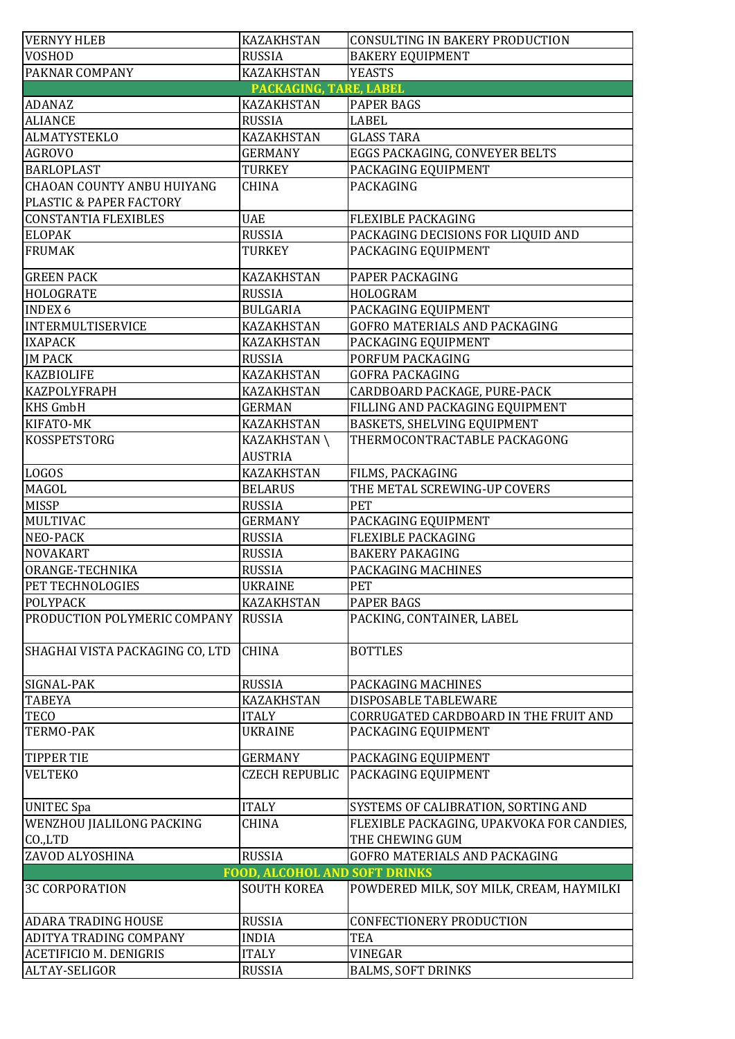| VERNYY HLEB | KAZAKHSTAN | CONSULTING IN BAKERY PRODUCTION |
|---|---|---|
| VOSHOD | RUSSIA | BAKERY EQUIPMENT |
| PAKNAR COMPANY | KAZAKHSTAN | YEASTS |
| **PACKAGING, TARE, LABEL** | | |
| ADANAZ | KAZAKHSTAN | PAPER BAGS |
| ALIANCE | RUSSIA | LABEL |
| ALMATYSTEKLO | KAZAKHSTAN | GLASS TARA |
| AGROVO | GERMANY | EGGS PACKAGING, CONVEYER BELTS |
| BARLOPLAST | TURKEY | PACKAGING EQUIPMENT |
| CHAOAN COUNTY ANBU HUIYANG PLASTIC & PAPER FACTORY | CHINA | PACKAGING |
| CONSTANTIA FLEXIBLES | UAE | FLEXIBLE PACKAGING |
| ELOPAK | RUSSIA | PACKAGING DECISIONS FOR LIQUID AND |
| FRUMAK | TURKEY | PACKAGING EQUIPMENT |
| GREEN PACK | KAZAKHSTAN | PAPER PACKAGING |
| HOLOGRATE | RUSSIA | HOLOGRAM |
| INDEX 6 | BULGARIA | PACKAGING EQUIPMENT |
| INTERMULTISERVICE | KAZAKHSTAN | GOFRO MATERIALS AND PACKAGING |
| IXAPACK | KAZAKHSTAN | PACKAGING EQUIPMENT |
| JM PACK | RUSSIA | PORFUM PACKAGING |
| KAZBIOLIFE | KAZAKHSTAN | GOFRA PACKAGING |
| KAZPOLYFRAPH | KAZAKHSTAN | CARDBOARD PACKAGE, PURE-PACK |
| KHS GmbH | GERMAN | FILLING AND PACKAGING EQUIPMENT |
| KIFATO-MK | KAZAKHSTAN | BASKETS, SHELVING EQUIPMENT |
| KOSSPETSTORG | KAZAKHSTAN \ AUSTRIA | THERMOCONTRACTABLE PACKAGONG |
| LOGOS | KAZAKHSTAN | FILMS, PACKAGING |
| MAGOL | BELARUS | THE METAL SCREWING-UP COVERS |
| MISSP | RUSSIA | PET |
| MULTIVAC | GERMANY | PACKAGING EQUIPMENT |
| NEO-PACK | RUSSIA | FLEXIBLE PACKAGING |
| NOVAKART | RUSSIA | BAKERY PAKAGING |
| ORANGE-TECHNIKA | RUSSIA | PACKAGING MACHINES |
| PET TECHNOLOGIES | UKRAINE | PET |
| POLYPACK | KAZAKHSTAN | PAPER BAGS |
| PRODUCTION POLYMERIC COMPANY | RUSSIA | PACKING, CONTAINER, LABEL |
| SHAGHAI VISTA PACKAGING CO, LTD | CHINA | BOTTLES |
| SIGNAL-PAK | RUSSIA | PACKAGING MACHINES |
| TABEYA | KAZAKHSTAN | DISPOSABLE TABLEWARE |
| TECO | ITALY | CORRUGATED CARDBOARD IN THE FRUIT AND |
| TERMO-PAK | UKRAINE | PACKAGING EQUIPMENT |
| TIPPER TIE | GERMANY | PACKAGING EQUIPMENT |
| VELTEKO | CZECH REPUBLIC | PACKAGING EQUIPMENT |
| UNITEC Spa | ITALY | SYSTEMS OF CALIBRATION, SORTING AND |
| WENZHOU JIALILONG PACKING CO.,LTD | CHINA | FLEXIBLE PACKAGING, UPAKVOKA FOR CANDIES, THE CHEWING GUM |
| ZAVOD ALYOSHINA | RUSSIA | GOFRO MATERIALS AND PACKAGING |
| **FOOD, ALCOHOL AND SOFT DRINKS** | | |
| 3C CORPORATION | SOUTH KOREA | POWDERED MILK, SOY MILK, CREAM, HAYMILKI |
| ADARA TRADING HOUSE | RUSSIA | CONFECTIONERY PRODUCTION |
| ADITYA TRADING COMPANY | INDIA | TEA |
| ACETIFICIO M. DENIGRIS | ITALY | VINEGAR |
| ALTAY-SELIGOR | RUSSIA | BALMS, SOFT DRINKS |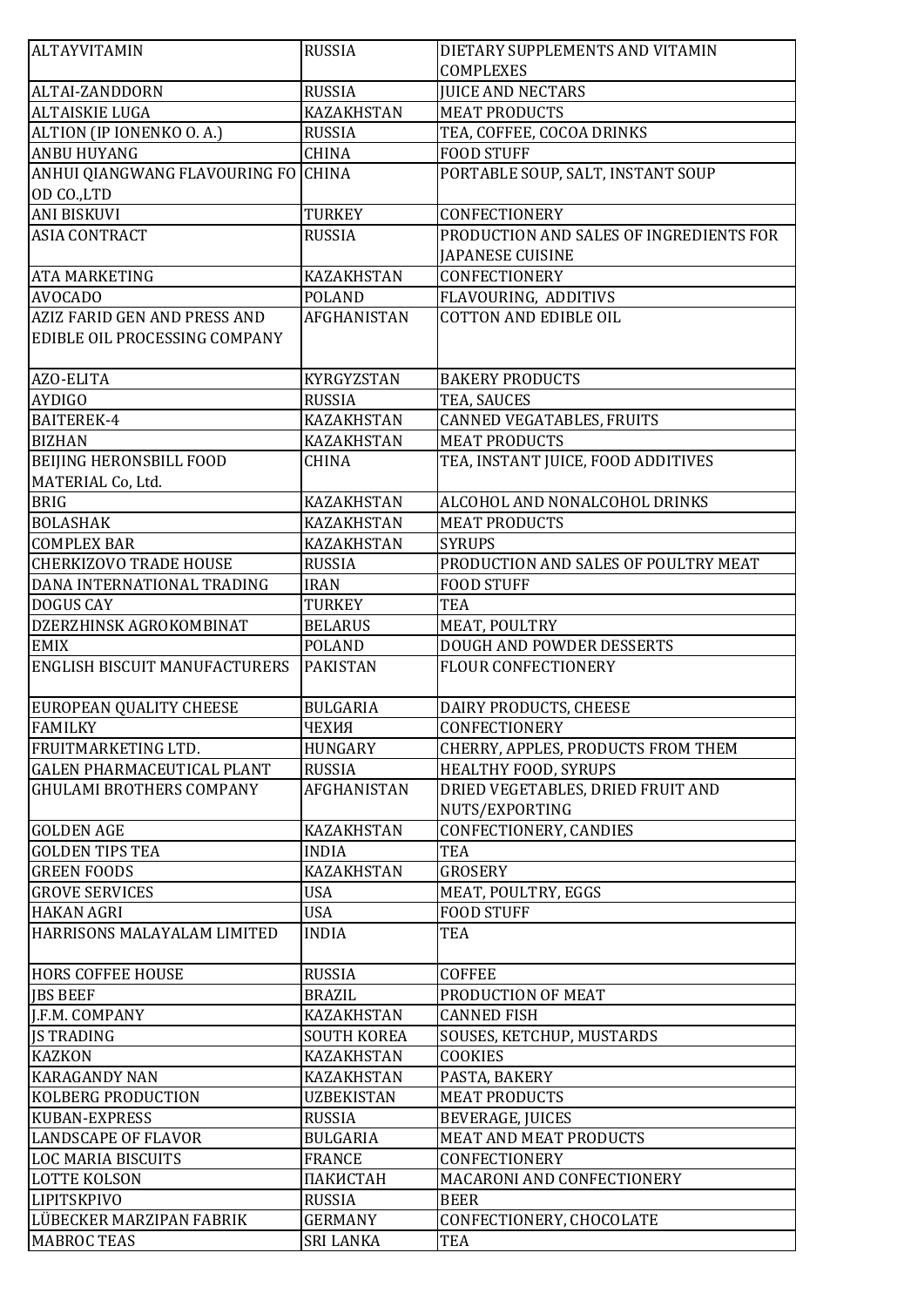| ALTAYVITAMIN | RUSSIA | DIETARY SUPPLEMENTS AND VITAMIN COMPLEXES |
|---|---|---|
| ALTAI-ZANDDORN | RUSSIA | JUICE AND NECTARS |
| ALTAISKIE LUGA | KAZAKHSTAN | MEAT PRODUCTS |
| ALTION (IP IONENKO O. A.) | RUSSIA | TEA, COFFEE, COCOA DRINKS |
| ANBU HUYANG | CHINA | FOOD STUFF |
| ANHUI QIANGWANG FLAVOURING FOOD CO.,LTD | CHINA | PORTABLE SOUP, SALT, INSTANT SOUP |
| ANI BISKUVI | TURKEY | CONFECTIONERY |
| ASIA CONTRACT | RUSSIA | PRODUCTION AND SALES OF INGREDIENTS FOR JAPANESE CUISINE |
| ATA MARKETING | KAZAKHSTAN | CONFECTIONERY |
| AVOCADO | POLAND | FLAVOURING, ADDITIVS |
| AZIZ FARID GEN AND PRESS AND EDIBLE OIL PROCESSING COMPANY | AFGHANISTAN | COTTON AND EDIBLE OIL |
| AZO-ELITA | KYRGYZSTAN | BAKERY PRODUCTS |
| AYDIGO | RUSSIA | TEA, SAUCES |
| BAITEREK-4 | KAZAKHSTAN | CANNED VEGATABLES, FRUITS |
| BIZHAN | KAZAKHSTAN | MEAT PRODUCTS |
| BEIJING HERONSBILL FOOD MATERIAL Co, Ltd. | CHINA | TEA, INSTANT JUICE, FOOD ADDITIVES |
| BRIG | KAZAKHSTAN | ALCOHOL AND NONALCOHOL DRINKS |
| BOLASHAK | KAZAKHSTAN | MEAT PRODUCTS |
| COMPLEX BAR | KAZAKHSTAN | SYRUPS |
| CHERKIZOVO TRADE HOUSE | RUSSIA | PRODUCTION AND SALES OF POULTRY MEAT |
| DANA INTERNATIONAL TRADING | IRAN | FOOD STUFF |
| DOGUS CAY | TURKEY | TEA |
| DZERZHINSK AGROKOMBINAT | BELARUS | MEAT, POULTRY |
| EMIX | POLAND | DOUGH AND POWDER DESSERTS |
| ENGLISH BISCUIT MANUFACTURERS | PAKISTAN | FLOUR CONFECTIONERY |
| EUROPEAN QUALITY CHEESE | BULGARIA | DAIRY PRODUCTS, CHEESE |
| FAMILKY | ЧЕХИЯ | CONFECTIONERY |
| FRUITMARKETING LTD. | HUNGARY | CHERRY, APPLES, PRODUCTS FROM THEM |
| GALEN PHARMACEUTICAL PLANT | RUSSIA | HEALTHY FOOD, SYRUPS |
| GHULAMI BROTHERS COMPANY | AFGHANISTAN | DRIED VEGETABLES, DRIED FRUIT AND NUTS/EXPORTING |
| GOLDEN AGE | KAZAKHSTAN | CONFECTIONERY, CANDIES |
| GOLDEN TIPS TEA | INDIA | TEA |
| GREEN FOODS | KAZAKHSTAN | GROSERY |
| GROVE SERVICES | USA | MEAT, POULTRY, EGGS |
| HAKAN AGRI | USA | FOOD STUFF |
| HARRISONS MALAYALAM LIMITED | INDIA | TEA |
| HORS COFFEE HOUSE | RUSSIA | COFFEE |
| JBS BEEF | BRAZIL | PRODUCTION OF MEAT |
| J.F.M. COMPANY | KAZAKHSTAN | CANNED FISH |
| JS TRADING | SOUTH KOREA | SOUSES, KETCHUP, MUSTARDS |
| KAZKON | KAZAKHSTAN | COOKIES |
| KARAGANDY NAN | KAZAKHSTAN | PASTA, BAKERY |
| KOLBERG PRODUCTION | UZBEKISTAN | MEAT PRODUCTS |
| KUBAN-EXPRESS | RUSSIA | BEVERAGE, JUICES |
| LANDSCAPE OF FLAVOR | BULGARIA | MEAT AND MEAT PRODUCTS |
| LOC MARIA BISCUITS | FRANCE | CONFECTIONERY |
| LOTTE KOLSON | ПАКИСТАН | MACARONI AND CONFECTIONERY |
| LIPITSKPIVO | RUSSIA | BEER |
| LÜBECKER MARZIPAN FABRIK | GERMANY | CONFECTIONERY, CHOCOLATE |
| MABROC TEAS | SRI LANKA | TEA |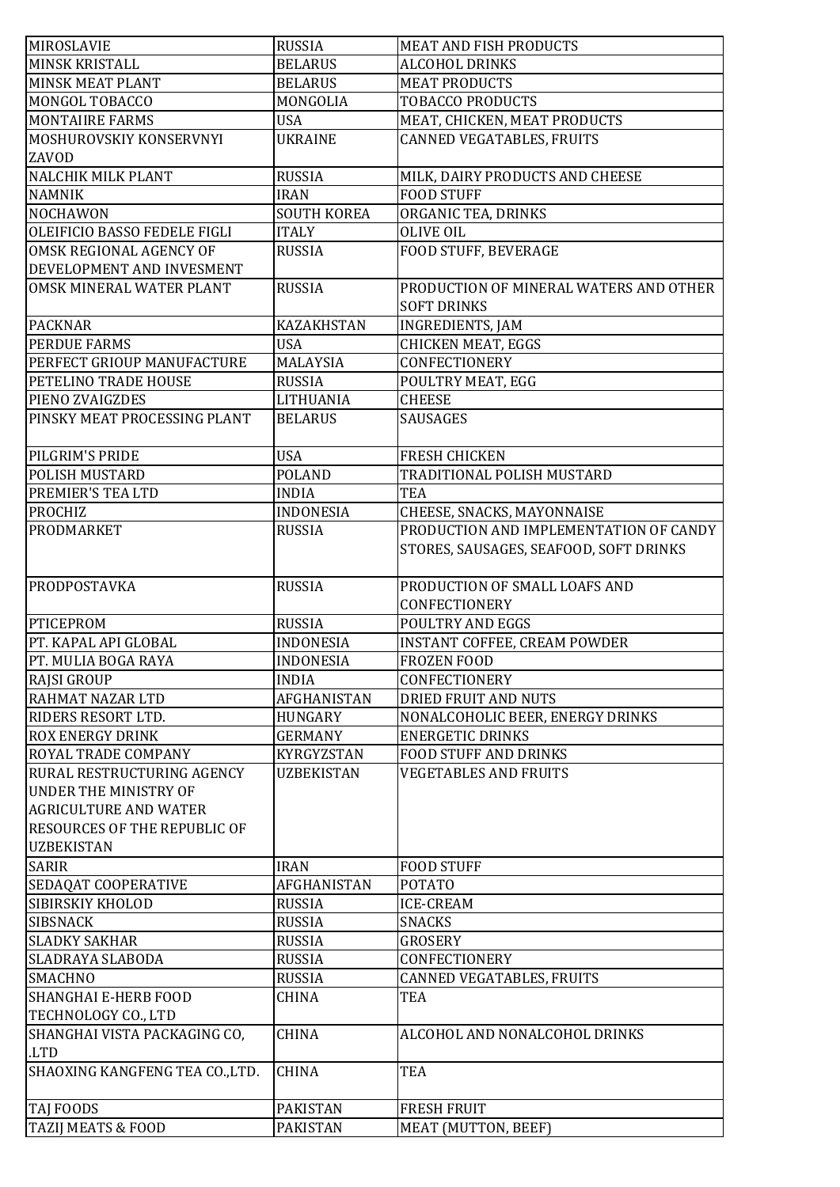| MIROSLAVIE | RUSSIA | MEAT AND FISH PRODUCTS |
|---|---|---|
| MINSK KRISTALL | BELARUS | ALCOHOL DRINKS |
| MINSK MEAT PLANT | BELARUS | MEAT PRODUCTS |
| MONGOL TOBACCO | MONGOLIA | TOBACCO PRODUCTS |
| MONTAIIRE FARMS | USA | MEAT, CHICKEN, MEAT PRODUCTS |
| MOSHUROVSKIY KONSERVNYI ZAVOD | UKRAINE | CANNED VEGATABLES, FRUITS |
| NALCHIK MILK PLANT | RUSSIA | MILK, DAIRY PRODUCTS AND CHEESE |
| NAMNIK | IRAN | FOOD STUFF |
| NOCHAWON | SOUTH KOREA | ORGANIC TEA, DRINKS |
| OLEIFICIO BASSO FEDELE FIGLI | ITALY | OLIVE OIL |
| OMSK REGIONAL AGENCY OF DEVELOPMENT AND INVESMENT | RUSSIA | FOOD STUFF, BEVERAGE |
| OMSK MINERAL WATER PLANT | RUSSIA | PRODUCTION OF MINERAL WATERS AND OTHER SOFT DRINKS |
| PACKNAR | KAZAKHSTAN | INGREDIENTS, JAM |
| PERDUE FARMS | USA | CHICKEN MEAT, EGGS |
| PERFECT GRIOUP MANUFACTURE | MALAYSIA | CONFECTIONERY |
| PETELINO TRADE HOUSE | RUSSIA | POULTRY MEAT, EGG |
| PIENO ZVAIGZDES | LITHUANIA | CHEESE |
| PINSKY MEAT PROCESSING PLANT | BELARUS | SAUSAGES |
| PILGRIM'S PRIDE | USA | FRESH CHICKEN |
| POLISH MUSTARD | POLAND | TRADITIONAL POLISH MUSTARD |
| PREMIER'S TEA LTD | INDIA | TEA |
| PROCHIZ | INDONESIA | CHEESE, SNACKS, MAYONNAISE |
| PRODMARKET | RUSSIA | PRODUCTION AND IMPLEMENTATION OF CANDY STORES, SAUSAGES, SEAFOOD, SOFT DRINKS |
| PRODPOSTAVKA | RUSSIA | PRODUCTION OF SMALL LOAFS AND CONFECTIONERY |
| PTICEPROM | RUSSIA | POULTRY AND EGGS |
| PT. KAPAL API GLOBAL | INDONESIA | INSTANT COFFEE, CREAM POWDER |
| PT. MULIA BOGA RAYA | INDONESIA | FROZEN FOOD |
| RAJSI GROUP | INDIA | CONFECTIONERY |
| RAHMAT NAZAR LTD | AFGHANISTAN | DRIED FRUIT AND NUTS |
| RIDERS RESORT LTD. | HUNGARY | NONALCOHOLIC BEER, ENERGY DRINKS |
| ROX ENERGY DRINK | GERMANY | ENERGETIC DRINKS |
| ROYAL TRADE COMPANY | KYRGYZSTAN | FOOD STUFF AND DRINKS |
| RURAL RESTRUCTURING AGENCY UNDER THE MINISTRY OF AGRICULTURE AND WATER RESOURCES OF THE REPUBLIC OF UZBEKISTAN | UZBEKISTAN | VEGETABLES AND FRUITS |
| SARIR | IRAN | FOOD STUFF |
| SEDAQAT COOPERATIVE | AFGHANISTAN | POTATO |
| SIBIRSKIY KHOLOD | RUSSIA | ICE-CREAM |
| SIBSNACK | RUSSIA | SNACKS |
| SLADKY SAKHAR | RUSSIA | GROSERY |
| SLADRAYA SLABODA | RUSSIA | CONFECTIONERY |
| SMACHNO | RUSSIA | CANNED VEGATABLES, FRUITS |
| SHANGHAI E-HERB FOOD TECHNOLOGY CO., LTD | CHINA | TEA |
| SHANGHAI VISTA PACKAGING CO, .LTD | CHINA | ALCOHOL AND NONALCOHOL DRINKS |
| SHAOXING KANGFENG TEA CO.,LTD. | CHINA | TEA |
| TAJ FOODS | PAKISTAN | FRESH FRUIT |
| TAZIJ MEATS & FOOD | PAKISTAN | MEAT (MUTTON, BEEF) |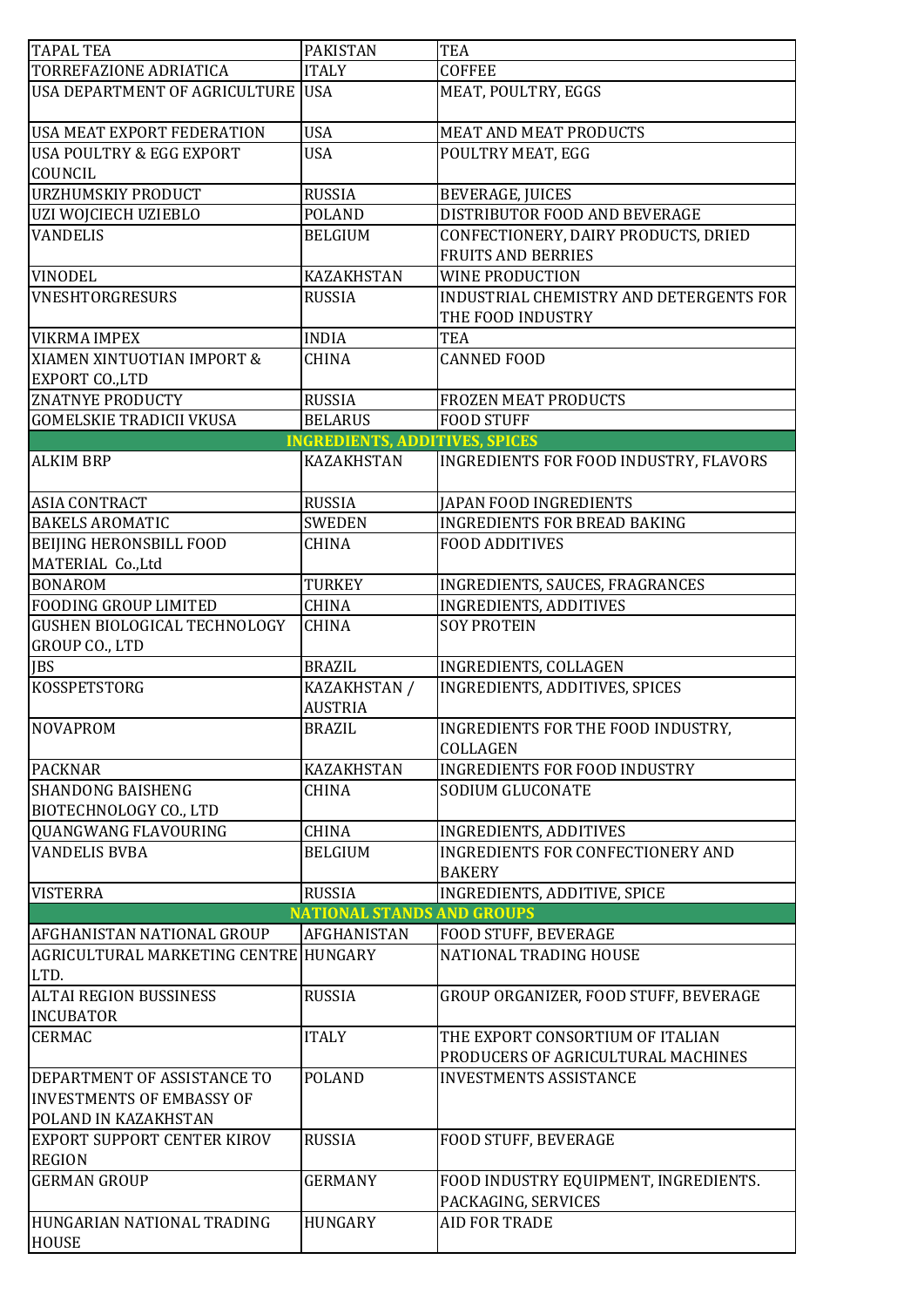| | | |
|---|---|---|
| TAPAL TEA | PAKISTAN | TEA |
| TORREFAZIONE ADRIATICA | ITALY | COFFEE |
| USA DEPARTMENT OF AGRICULTURE | USA | MEAT, POULTRY, EGGS |
| USA MEAT EXPORT FEDERATION | USA | MEAT AND MEAT PRODUCTS |
| USA POULTRY & EGG EXPORT COUNCIL | USA | POULTRY MEAT, EGG |
| URZHUMSKIY PRODUCT | RUSSIA | BEVERAGE, JUICES |
| UZI WOJCIECH UZIEBLO | POLAND | DISTRIBUTOR FOOD AND BEVERAGE |
| VANDELIS | BELGIUM | CONFECTIONERY, DAIRY PRODUCTS, DRIED FRUITS AND BERRIES |
| VINODEL | KAZAKHSTAN | WINE PRODUCTION |
| VNESHTORGRESURS | RUSSIA | INDUSTRIAL CHEMISTRY AND DETERGENTS FOR THE FOOD INDUSTRY |
| VIKRMA IMPEX | INDIA | TEA |
| XIAMEN XINTUOTIAN IMPORT & EXPORT CO.,LTD | CHINA | CANNED FOOD |
| ZNATNYE PRODUCTY | RUSSIA | FROZEN MEAT PRODUCTS |
| GOMELSKIE TRADICII VKUSA | BELARUS | FOOD STUFF |
| **INGREDIENTS, ADDITIVES, SPICES** | | |
| ALKIM BRP | KAZAKHSTAN | INGREDIENTS FOR FOOD INDUSTRY, FLAVORS |
| ASIA CONTRACT | RUSSIA | JAPAN FOOD INGREDIENTS |
| BAKELS AROMATIC | SWEDEN | INGREDIENTS FOR BREAD BAKING |
| BEIJING HERONSBILL FOOD MATERIAL Co.,Ltd | CHINA | FOOD ADDITIVES |
| BONAROM | TURKEY | INGREDIENTS, SAUCES, FRAGRANCES |
| FOODING GROUP LIMITED | CHINA | INGREDIENTS, ADDITIVES |
| GUSHEN BIOLOGICAL TECHNOLOGY GROUP CO., LTD | CHINA | SOY PROTEIN |
| JBS | BRAZIL | INGREDIENTS, COLLAGEN |
| KOSSPETSTORG | KAZAKHSTAN / AUSTRIA | INGREDIENTS, ADDITIVES, SPICES |
| NOVAPROM | BRAZIL | INGREDIENTS FOR THE FOOD INDUSTRY, COLLAGEN |
| PACKNAR | KAZAKHSTAN | INGREDIENTS FOR FOOD INDUSTRY |
| SHANDONG BAISHENG BIOTECHNOLOGY CO., LTD | CHINA | SODIUM GLUCONATE |
| QUANGWANG FLAVOURING | CHINA | INGREDIENTS, ADDITIVES |
| VANDELIS BVBA | BELGIUM | INGREDIENTS FOR CONFECTIONERY AND BAKERY |
| VISTERRA | RUSSIA | INGREDIENTS, ADDITIVE, SPICE |
| **NATIONAL STANDS AND GROUPS** | | |
| AFGHANISTAN NATIONAL GROUP | AFGHANISTAN | FOOD STUFF, BEVERAGE |
| AGRICULTURAL MARKETING CENTRE LTD. | HUNGARY | NATIONAL TRADING HOUSE |
| ALTAI REGION BUSSINESS INCUBATOR | RUSSIA | GROUP ORGANIZER, FOOD STUFF, BEVERAGE |
| CERMAC | ITALY | THE EXPORT CONSORTIUM OF ITALIAN PRODUCERS OF AGRICULTURAL MACHINES |
| DEPARTMENT OF ASSISTANCE TO INVESTMENTS OF EMBASSY OF POLAND IN KAZAKHSTAN | POLAND | INVESTMENTS ASSISTANCE |
| EXPORT SUPPORT CENTER KIROV REGION | RUSSIA | FOOD STUFF, BEVERAGE |
| GERMAN GROUP | GERMANY | FOOD INDUSTRY EQUIPMENT, INGREDIENTS. PACKAGING, SERVICES |
| HUNGARIAN NATIONAL TRADING HOUSE | HUNGARY | AID FOR TRADE |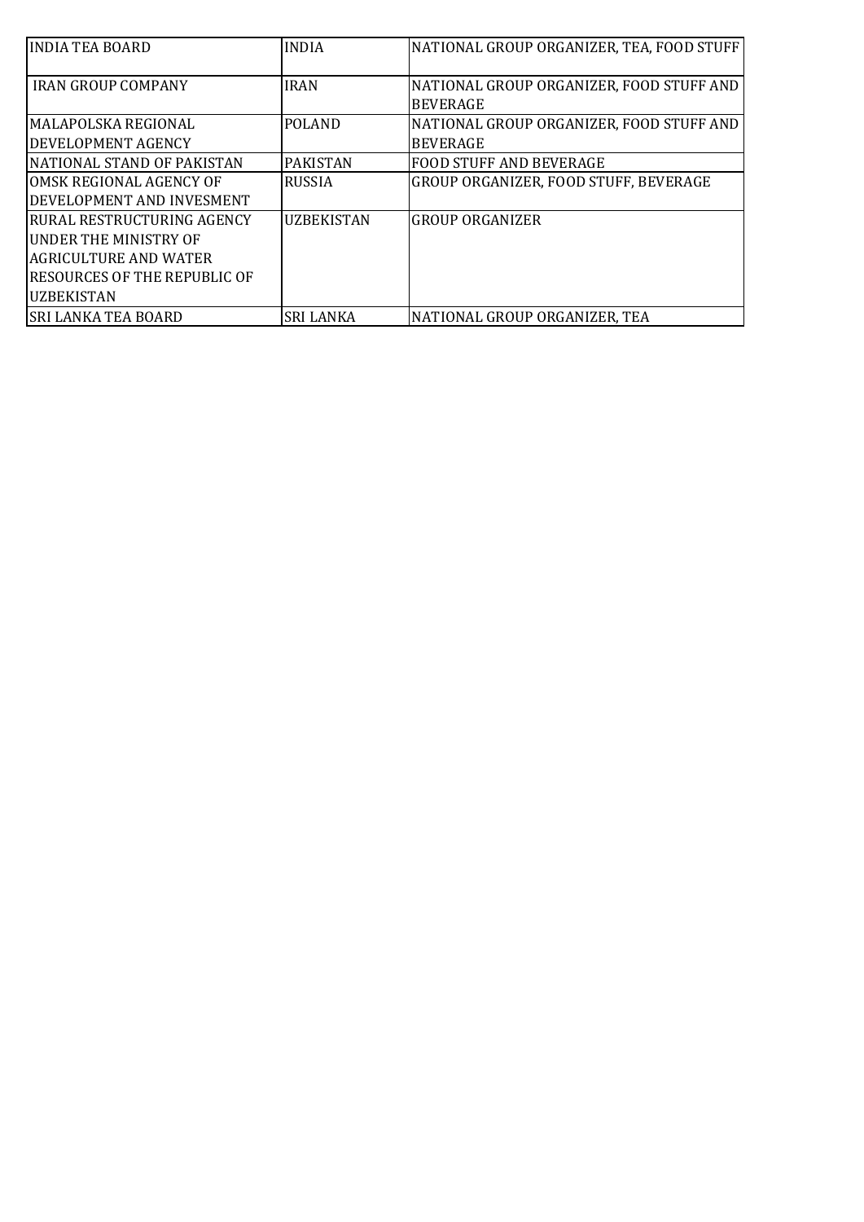| | | |
|---|---|---|
| INDIA TEA BOARD | INDIA | NATIONAL GROUP ORGANIZER, TEA, FOOD STUFF |
| IRAN GROUP COMPANY | IRAN | NATIONAL GROUP ORGANIZER, FOOD STUFF AND BEVERAGE |
| MALAPOLSKA REGIONAL DEVELOPMENT AGENCY | POLAND | NATIONAL GROUP ORGANIZER, FOOD STUFF AND BEVERAGE |
| NATIONAL STAND OF PAKISTAN | PAKISTAN | FOOD STUFF AND BEVERAGE |
| OMSK REGIONAL AGENCY OF DEVELOPMENT AND INVESMENT | RUSSIA | GROUP ORGANIZER, FOOD STUFF, BEVERAGE |
| RURAL RESTRUCTURING AGENCY UNDER THE MINISTRY OF AGRICULTURE AND WATER RESOURCES OF THE REPUBLIC OF UZBEKISTAN | UZBEKISTAN | GROUP ORGANIZER |
| SRI LANKA TEA BOARD | SRI LANKA | NATIONAL GROUP ORGANIZER, TEA |